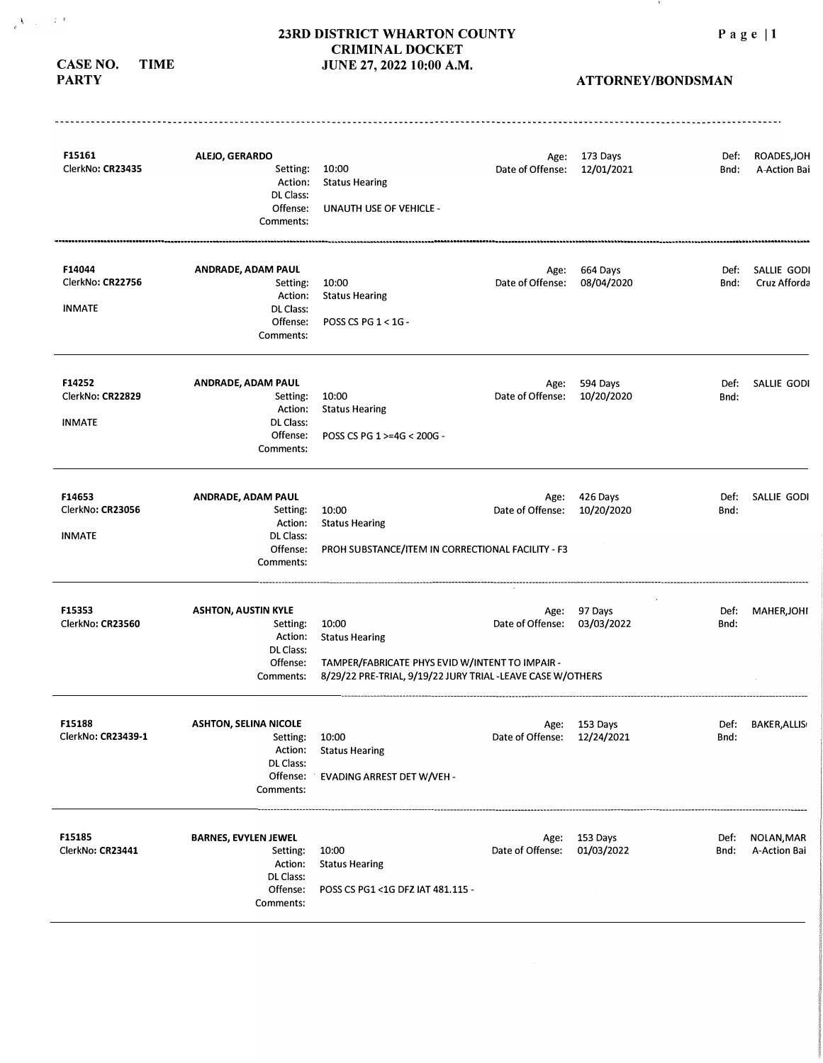# 23RD DISTRICT WHARTON COUNTY CRIMINAL DOCKET

## JUNE 27, 2022 10:00 A.M.

**CASE NO. TIME PARTY** | **ATTORNEY/BONDSMAN**

---

**F15161**
ClerkNo: **CR23435**

**ALEJO, GERARDO**
Setting: 10:00
Action: Status Hearing
DL Class:
Offense: UNAUTH USE OF VEHICLE -
Comments:

Age: 173 Days
Date of Offense: 12/01/2021

Def: ROADES,JOH
Bnd: A-Action Bai

---

**F14044**
ClerkNo: **CR22756**
INMATE

**ANDRADE, ADAM PAUL**
Setting: 10:00
Action: Status Hearing
DL Class:
Offense: POSS CS PG 1 < 1G -
Comments:

Age: 664 Days
Date of Offense: 08/04/2020

Def: SALLIE GODI
Bnd: Cruz Afforda

---

**F14252**
ClerkNo: **CR22829**
INMATE

**ANDRADE, ADAM PAUL**
Setting: 10:00
Action: Status Hearing
DL Class:
Offense: POSS CS PG 1 >=4G < 200G -
Comments:

Age: 594 Days
Date of Offense: 10/20/2020

Def: SALLIE GODI
Bnd:

---

**F14653**
ClerkNo: **CR23056**
INMATE

**ANDRADE, ADAM PAUL**
Setting: 10:00
Action: Status Hearing
DL Class:
Offense: PROH SUBSTANCE/ITEM IN CORRECTIONAL FACILITY - F3
Comments:

Age: 426 Days
Date of Offense: 10/20/2020

Def: SALLIE GODI
Bnd:

---

**F15353**
ClerkNo: **CR23560**

**ASHTON, AUSTIN KYLE**
Setting: 10:00
Action: Status Hearing
DL Class:
Offense: TAMPER/FABRICATE PHYS EVID W/INTENT TO IMPAIR -
Comments: 8/29/22 PRE-TRIAL, 9/19/22 JURY TRIAL -LEAVE CASE W/OTHERS

Age: 97 Days
Date of Offense: 03/03/2022

Def: MAHER,JOHI
Bnd:

---

**F15188**
ClerkNo: **CR23439-1**

**ASHTON, SELINA NICOLE**
Setting: 10:00
Action: Status Hearing
DL Class:
Offense: EVADING ARREST DET W/VEH -
Comments:

Age: 153 Days
Date of Offense: 12/24/2021

Def: BAKER,ALLIS
Bnd:

---

**F15185**
ClerkNo: **CR23441**

**BARNES, EVYLEN JEWEL**
Setting: 10:00
Action: Status Hearing
DL Class:
Offense: POSS CS PG1 <1G DFZ IAT 481.115 -
Comments:

Age: 153 Days
Date of Offense: 01/03/2022

Def: NOLAN,MAR
Bnd: A-Action Bai

---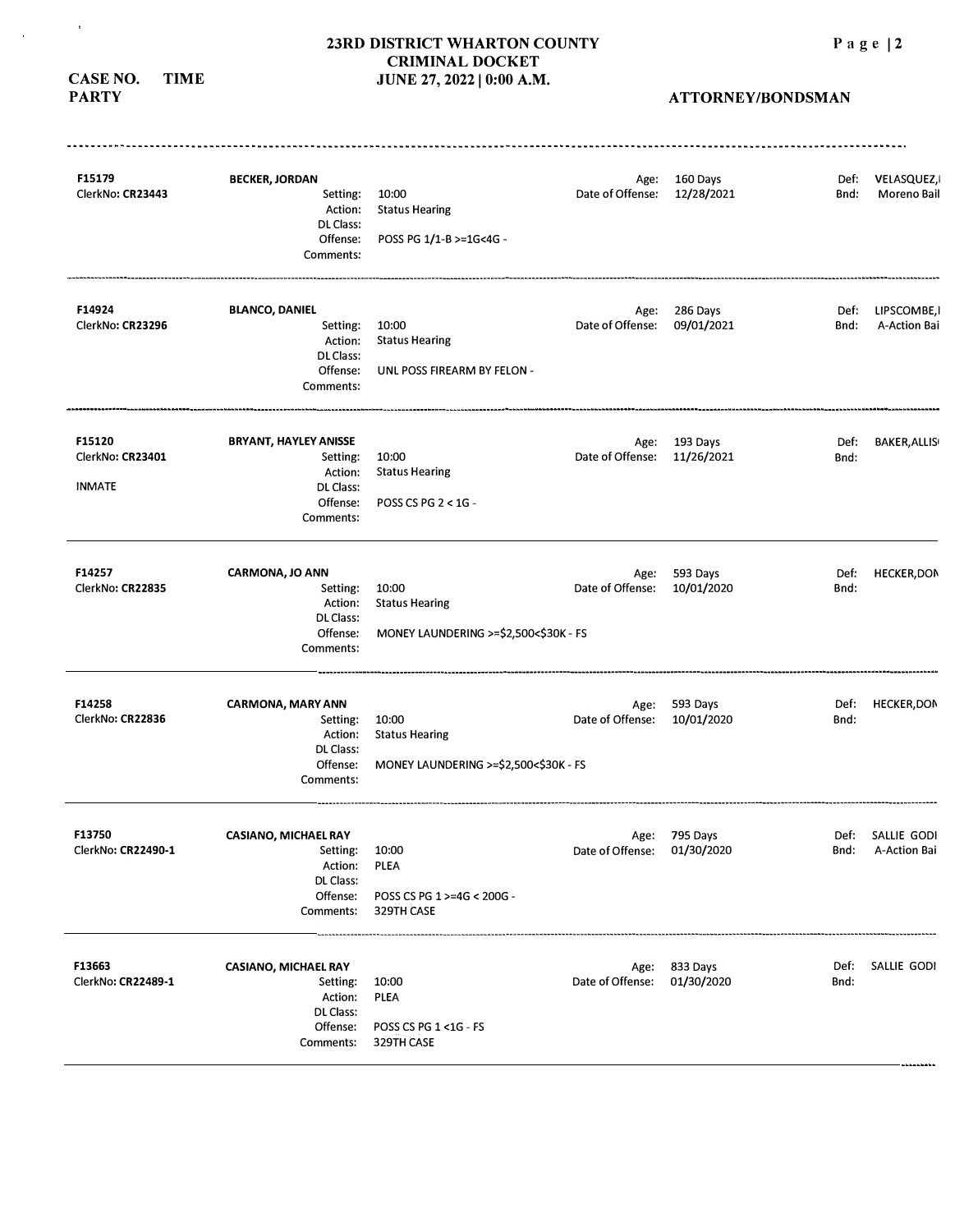# 23RD DISTRICT WHARTON COUNTY
# CRIMINAL DOCKET
# JUNE 27, 2022 | 0:00 A.M.

**CASE NO. TIME**
**PARTY**

**ATTORNEY/BONDSMAN**

---

**F15179**
ClerkNo: **CR23443**

**BECKER, JORDAN**
Setting: 10:00
Action: Status Hearing
DL Class:
Offense: POSS PG 1/1-B >=1G<4G -
Comments:

Age: 160 Days
Date of Offense: 12/28/2021

Def: VELASQUEZ,I
Bnd: Moreno Bail

---

**F14924**
ClerkNo: **CR23296**

**BLANCO, DANIEL**
Setting: 10:00
Action: Status Hearing
DL Class:
Offense: UNL POSS FIREARM BY FELON -
Comments:

Age: 286 Days
Date of Offense: 09/01/2021

Def: LIPSCOMBE,I
Bnd: A-Action Bai

---

**F15120**
ClerkNo: **CR23401**

INMATE

**BRYANT, HAYLEY ANISSE**
Setting: 10:00
Action: Status Hearing
DL Class:
Offense: POSS CS PG 2 < 1G -
Comments:

Age: 193 Days
Date of Offense: 11/26/2021

Def: BAKER,ALLIS
Bnd:

---

**F14257**
ClerkNo: **CR22835**

**CARMONA, JO ANN**
Setting: 10:00
Action: Status Hearing
DL Class:
Offense: MONEY LAUNDERING >=$2,500<$30K - FS
Comments:

Age: 593 Days
Date of Offense: 10/01/2020

Def: HECKER,DON
Bnd:

---

**F14258**
ClerkNo: **CR22836**

**CARMONA, MARY ANN**
Setting: 10:00
Action: Status Hearing
DL Class:
Offense: MONEY LAUNDERING >=$2,500<$30K - FS
Comments:

Age: 593 Days
Date of Offense: 10/01/2020

Def: HECKER,DON
Bnd:

---

**F13750**
ClerkNo: **CR22490-1**

**CASIANO, MICHAEL RAY**
Setting: 10:00
Action: PLEA
DL Class:
Offense: POSS CS PG 1 >=4G < 200G -
Comments: 329TH CASE

Age: 795 Days
Date of Offense: 01/30/2020

Def: SALLIE GODI
Bnd: A-Action Bai

---

**F13663**
ClerkNo: **CR22489-1**

**CASIANO, MICHAEL RAY**
Setting: 10:00
Action: PLEA
DL Class:
Offense: POSS CS PG 1 <1G - FS
Comments: 329TH CASE

Age: 833 Days
Date of Offense: 01/30/2020

Def: SALLIE GODI
Bnd: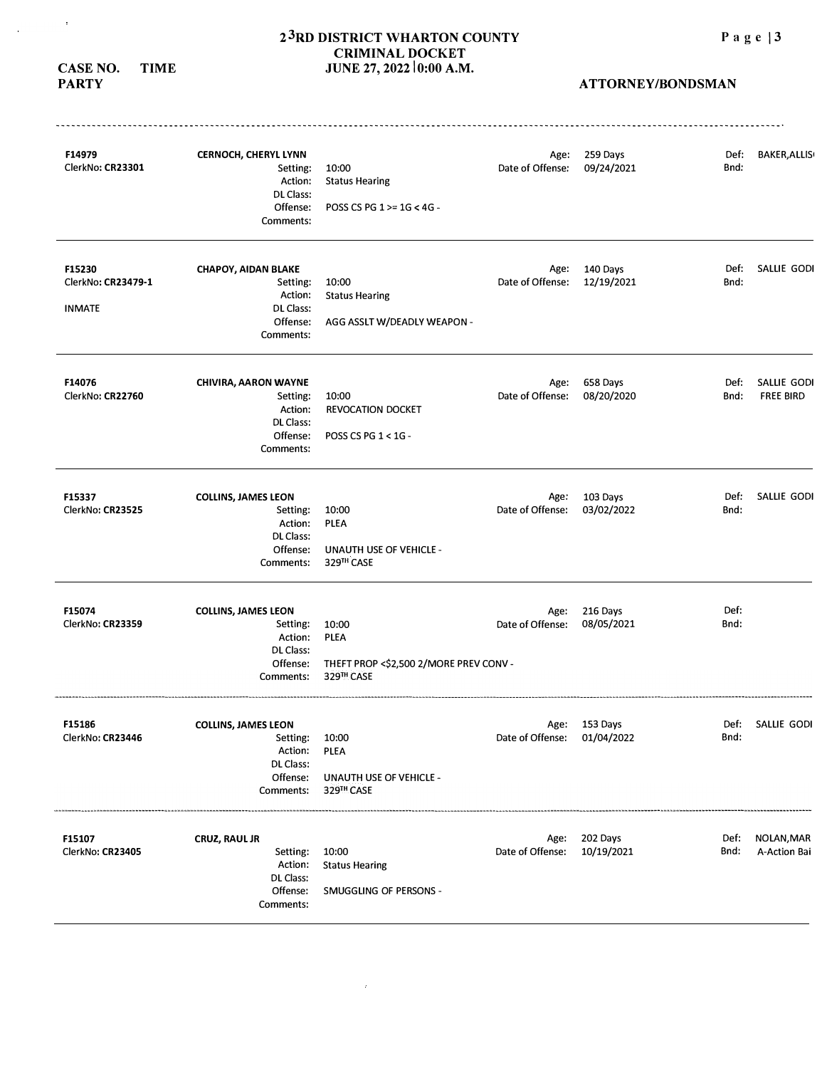# 23RD DISTRICT WHARTON COUNTY CRIMINAL DOCKET JUNE 27, 2022 10:00 A.M.

**CASE NO. TIME PARTY** — **ATTORNEY/BONDSMAN**

| Case No. | Party | Field | Value | Field | Value | Field | Value |
|---|---|---|---|---|---|---|---|
| F14979 | **CERNOCH, CHERYL LYNN** | | | Age: | 259 Days | Def: | BAKER,ALLIS |
| ClerkNo: **CR23301** | | Setting: | 10:00 | Date of Offense: | 09/24/2021 | Bnd: | |
| | | Action: | Status Hearing | | | | |
| | | DL Class: | | | | | |
| | | Offense: | POSS CS PG 1 >= 1G < 4G - | | | | |
| | | Comments: | | | | | |
| F15230 | **CHAPOY, AIDAN BLAKE** | | | Age: | 140 Days | Def: | SALLIE GODI |
| ClerkNo: **CR23479-1** | | Setting: | 10:00 | Date of Offense: | 12/19/2021 | Bnd: | |
| INMATE | | Action: | Status Hearing | | | | |
| | | DL Class: | | | | | |
| | | Offense: | AGG ASSLT W/DEADLY WEAPON - | | | | |
| | | Comments: | | | | | |
| F14076 | **CHIVIRA, AARON WAYNE** | | | Age: | 658 Days | Def: | SALLIE GODI |
| ClerkNo: **CR22760** | | Setting: | 10:00 | Date of Offense: | 08/20/2020 | Bnd: | FREE BIRD |
| | | Action: | REVOCATION DOCKET | | | | |
| | | DL Class: | | | | | |
| | | Offense: | POSS CS PG 1 < 1G - | | | | |
| | | Comments: | | | | | |
| F15337 | **COLLINS, JAMES LEON** | | | Age: | 103 Days | Def: | SALLIE GODI |
| ClerkNo: **CR23525** | | Setting: | 10:00 | Date of Offense: | 03/02/2022 | Bnd: | |
| | | Action: | PLEA | | | | |
| | | DL Class: | | | | | |
| | | Offense: | UNAUTH USE OF VEHICLE - | | | | |
| | | Comments: | 329TH CASE | | | | |
| F15074 | **COLLINS, JAMES LEON** | | | Age: | 216 Days | Def: | |
| ClerkNo: **CR23359** | | Setting: | 10:00 | Date of Offense: | 08/05/2021 | Bnd: | |
| | | Action: | PLEA | | | | |
| | | DL Class: | | | | | |
| | | Offense: | THEFT PROP <$2,500 2/MORE PREV CONV - | | | | |
| | | Comments: | 329TH CASE | | | | |
| F15186 | **COLLINS, JAMES LEON** | | | Age: | 153 Days | Def: | SALLIE GODI |
| ClerkNo: **CR23446** | | Setting: | 10:00 | Date of Offense: | 01/04/2022 | Bnd: | |
| | | Action: | PLEA | | | | |
| | | DL Class: | | | | | |
| | | Offense: | UNAUTH USE OF VEHICLE - | | | | |
| | | Comments: | 329TH CASE | | | | |
| F15107 | **CRUZ, RAUL JR** | | | Age: | 202 Days | Def: | NOLAN,MAR |
| ClerkNo: **CR23405** | | Setting: | 10:00 | Date of Offense: | 10/19/2021 | Bnd: | A-Action Bai |
| | | Action: | Status Hearing | | | | |
| | | DL Class: | | | | | |
| | | Offense: | SMUGGLING OF PERSONS - | | | | |
| | | Comments: | | | | | |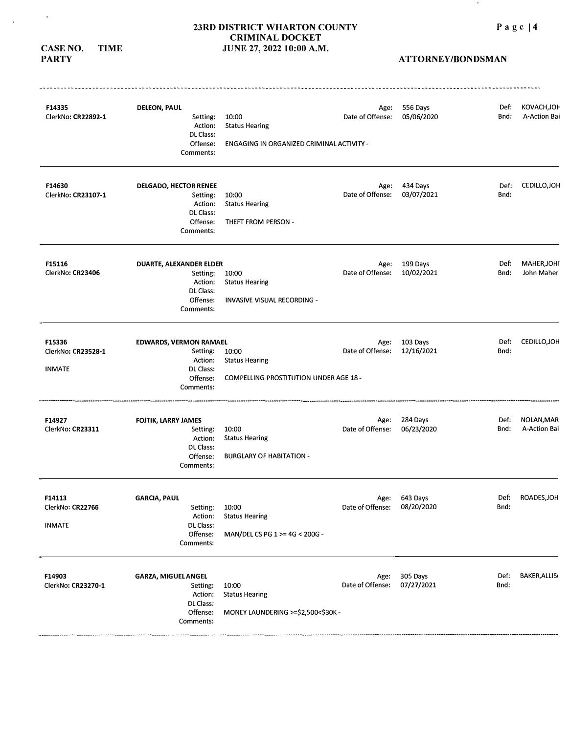**23RD DISTRICT WHARTON COUNTY**
**CRIMINAL DOCKET**
**JUNE 27, 2022 10:00 A.M.**

**CASE NO. TIME**
**PARTY**

**ATTORNEY/BONDSMAN**

---

**F14335**
ClerkNo: **CR22892-1**

**DELEON, PAUL**
Setting: 10:00
Action: Status Hearing
DL Class:
Offense: ENGAGING IN ORGANIZED CRIMINAL ACTIVITY -
Comments:

Age: 556 Days
Date of Offense: 05/06/2020

Def: KOVACH,JOH
Bnd: A-Action Bai

---

**F14630**
ClerkNo: **CR23107-1**

**DELGADO, HECTOR RENEE**
Setting: 10:00
Action: Status Hearing
DL Class:
Offense: THEFT FROM PERSON -
Comments:

Age: 434 Days
Date of Offense: 03/07/2021

Def: CEDILLO,JOH
Bnd:

---

**F15116**
ClerkNo: **CR23406**

**DUARTE, ALEXANDER ELDER**
Setting: 10:00
Action: Status Hearing
DL Class:
Offense: INVASIVE VISUAL RECORDING -
Comments:

Age: 199 Days
Date of Offense: 10/02/2021

Def: MAHER,JOHI
Bnd: John Maher

---

**F15336**
ClerkNo: **CR23528-1**

INMATE

**EDWARDS, VERMON RAMAEL**
Setting: 10:00
Action: Status Hearing
DL Class:
Offense: COMPELLING PROSTITUTION UNDER AGE 18 -
Comments:

Age: 103 Days
Date of Offense: 12/16/2021

Def: CEDILLO,JOH
Bnd:

---

**F14927**
ClerkNo: **CR23311**

**FOJTIK, LARRY JAMES**
Setting: 10:00
Action: Status Hearing
DL Class:
Offense: BURGLARY OF HABITATION -
Comments:

Age: 284 Days
Date of Offense: 06/23/2020

Def: NOLAN,MAR
Bnd: A-Action Bai

---

**F14113**
ClerkNo: **CR22766**

INMATE

**GARCIA, PAUL**
Setting: 10:00
Action: Status Hearing
DL Class:
Offense: MAN/DEL CS PG 1 >= 4G < 200G -
Comments:

Age: 643 Days
Date of Offense: 08/20/2020

Def: ROADES,JOH
Bnd:

---

**F14903**
ClerkNo: **CR23270-1**

**GARZA, MIGUEL ANGEL**
Setting: 10:00
Action: Status Hearing
DL Class:
Offense: MONEY LAUNDERING >=$2,500<$30K -
Comments:

Age: 305 Days
Date of Offense: 07/27/2021

Def: BAKER,ALLIS
Bnd: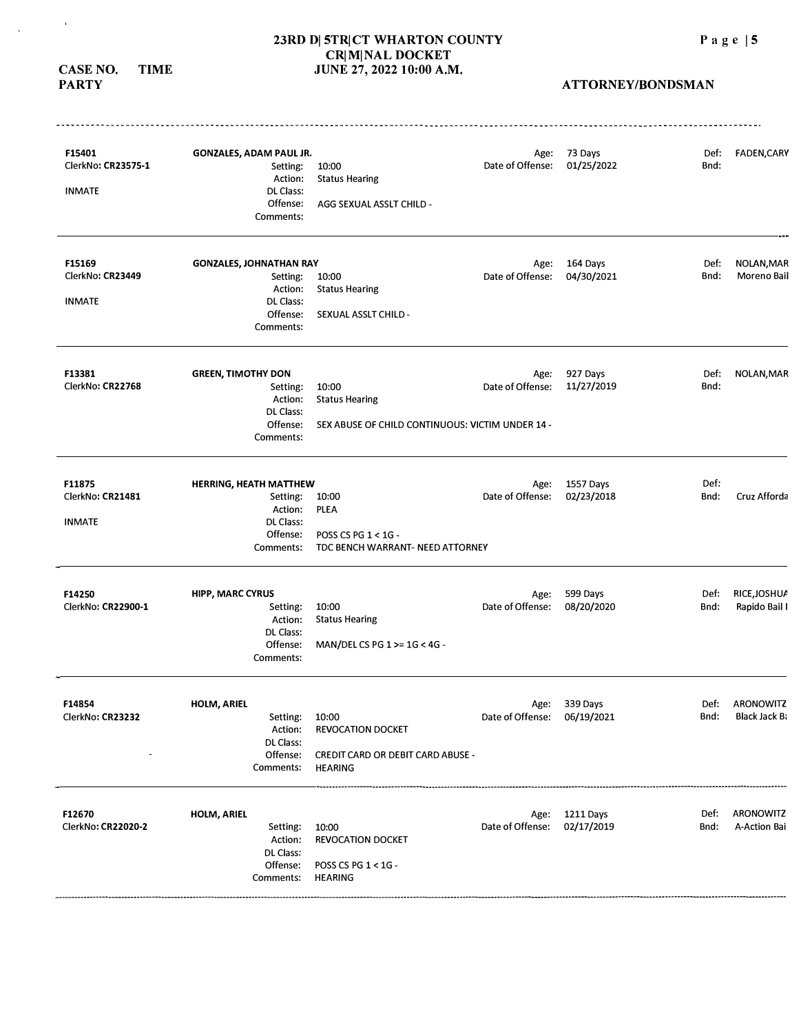# 23RD D| 5TR|CT WHARTON COUNTY
# CR|M|NAL DOCKET
# JUNE 27, 2022 10:00 A.M.

**CASE NO. TIME**
**PARTY**

**ATTORNEY/BONDSMAN**

---

**F15401** **GONZALES, ADAM PAUL JR.** Age: 73 Days Def: FADEN,CARY
ClerkNo: **CR23575-1** Setting: 10:00 Date of Offense: 01/25/2022 Bnd:
INMATE Action: Status Hearing
DL Class:
Offense: AGG SEXUAL ASSLT CHILD -
Comments:

---

**F15169** **GONZALES, JOHNATHAN RAY** Age: 164 Days Def: NOLAN,MAR
ClerkNo: **CR23449** Setting: 10:00 Date of Offense: 04/30/2021 Bnd: Moreno Bail
INMATE Action: Status Hearing
DL Class:
Offense: SEXUAL ASSLT CHILD -
Comments:

---

**F13381** **GREEN, TIMOTHY DON** Age: 927 Days Def: NOLAN,MAR
ClerkNo: **CR22768** Setting: 10:00 Date of Offense: 11/27/2019 Bnd:
Action: Status Hearing
DL Class:
Offense: SEX ABUSE OF CHILD CONTINUOUS: VICTIM UNDER 14 -
Comments:

---

**F11875** **HERRING, HEATH MATTHEW** Age: 1557 Days Def:
ClerkNo: **CR21481** Setting: 10:00 Date of Offense: 02/23/2018 Bnd: Cruz Afforda
INMATE Action: PLEA
DL Class:
Offense: POSS CS PG 1 < 1G -
Comments: TDC BENCH WARRANT- NEED ATTORNEY

---

**F14250** **HIPP, MARC CYRUS** Age: 599 Days Def: RICE,JOSHUA
ClerkNo: **CR22900-1** Setting: 10:00 Date of Offense: 08/20/2020 Bnd: Rapido Bail I
Action: Status Hearing
DL Class:
Offense: MAN/DEL CS PG 1 >= 1G < 4G -
Comments:

---

**F14854** **HOLM, ARIEL** Age: 339 Days Def: ARONOWITZ
ClerkNo: **CR23232** Setting: 10:00 Date of Offense: 06/19/2021 Bnd: Black Jack Ba
Action: REVOCATION DOCKET
DL Class:
Offense: CREDIT CARD OR DEBIT CARD ABUSE -
Comments: HEARING

---

**F12670** **HOLM, ARIEL** Age: 1211 Days Def: ARONOWITZ
ClerkNo: **CR22020-2** Setting: 10:00 Date of Offense: 02/17/2019 Bnd: A-Action Bai
Action: REVOCATION DOCKET
DL Class:
Offense: POSS CS PG 1 < 1G -
Comments: HEARING

---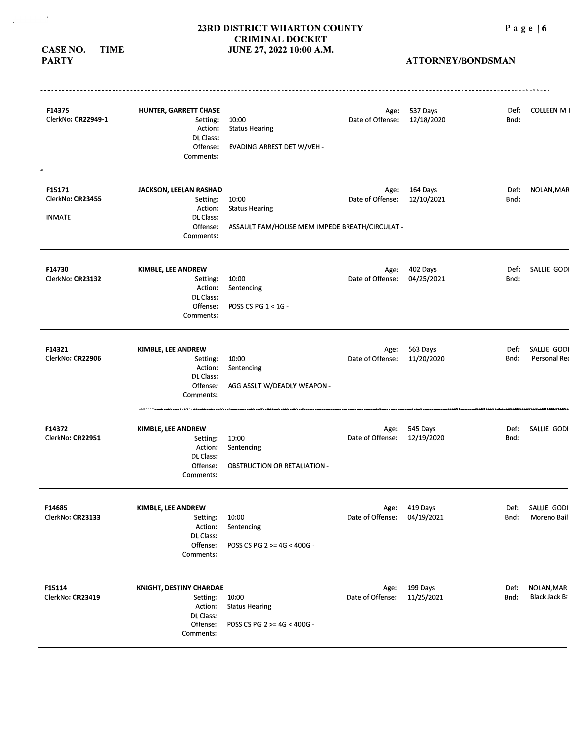# 23RD DISTRICT WHARTON COUNTY CRIMINAL DOCKET JUNE 27, 2022 10:00 A.M.

**CASE NO. TIME PARTY** | **ATTORNEY/BONDSMAN**

---

**F14375**
ClerkNo: **CR22949-1**

**HUNTER, GARRETT CHASE**
Setting: 10:00
Action: Status Hearing
DL Class:
Offense: EVADING ARREST DET W/VEH -
Comments:

Age: 537 Days
Date of Offense: 12/18/2020

Def: COLLEEN M I
Bnd:

---

**F15171**
ClerkNo: **CR23455**
INMATE

**JACKSON, LEELAN RASHAD**
Setting: 10:00
Action: Status Hearing
DL Class:
Offense: ASSAULT FAM/HOUSE MEM IMPEDE BREATH/CIRCULAT -
Comments:

Age: 164 Days
Date of Offense: 12/10/2021

Def: NOLAN,MAR
Bnd:

---

**F14730**
ClerkNo: **CR23132**

**KIMBLE, LEE ANDREW**
Setting: 10:00
Action: Sentencing
DL Class:
Offense: POSS CS PG 1 < 1G -
Comments:

Age: 402 Days
Date of Offense: 04/25/2021

Def: SALLIE GODI
Bnd:

---

**F14321**
ClerkNo: **CR22906**

**KIMBLE, LEE ANDREW**
Setting: 10:00
Action: Sentencing
DL Class:
Offense: AGG ASSLT W/DEADLY WEAPON -
Comments:

Age: 563 Days
Date of Offense: 11/20/2020

Def: SALLIE GODI
Bnd: Personal Rec

---

**F14372**
ClerkNo: **CR22951**

**KIMBLE, LEE ANDREW**
Setting: 10:00
Action: Sentencing
DL Class:
Offense: OBSTRUCTION OR RETALIATION -
Comments:

Age: 545 Days
Date of Offense: 12/19/2020

Def: SALLIE GODI
Bnd:

---

**F14685**
ClerkNo: **CR23133**

**KIMBLE, LEE ANDREW**
Setting: 10:00
Action: Sentencing
DL Class:
Offense: POSS CS PG 2 >= 4G < 400G -
Comments:

Age: 419 Days
Date of Offense: 04/19/2021

Def: SALLIE GODI
Bnd: Moreno Bail

---

**F15114**
ClerkNo: **CR23419**

**KNIGHT, DESTINY CHARDAE**
Setting: 10:00
Action: Status Hearing
DL Class:
Offense: POSS CS PG 2 >= 4G < 400G -
Comments:

Age: 199 Days
Date of Offense: 11/25/2021

Def: NOLAN,MAR
Bnd: Black Jack Ba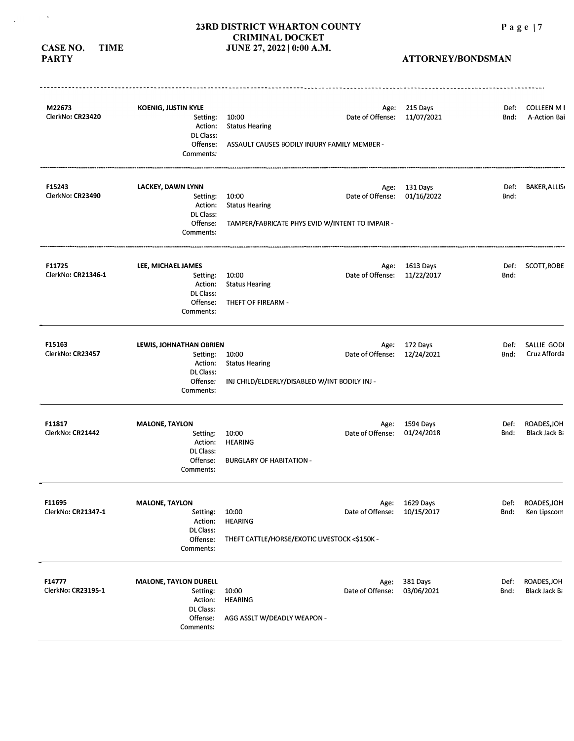# 23RD DISTRICT WHARTON COUNTY
# CRIMINAL DOCKET
# JUNE 27, 2022 | 0:00 A.M.

**CASE NO. TIME**
**PARTY**

**ATTORNEY/BONDSMAN**

---

**M22673**
ClerkNo: **CR23420**

**KOENIG, JUSTIN KYLE**
Setting: 10:00
Action: Status Hearing
DL Class:
Offense: ASSAULT CAUSES BODILY INJURY FAMILY MEMBER -
Comments:

Age: 215 Days
Date of Offense: 11/07/2021

Def: COLLEEN M I
Bnd: A-Action Bai

---

**F15243**
ClerkNo: **CR23490**

**LACKEY, DAWN LYNN**
Setting: 10:00
Action: Status Hearing
DL Class:
Offense: TAMPER/FABRICATE PHYS EVID W/INTENT TO IMPAIR -
Comments:

Age: 131 Days
Date of Offense: 01/16/2022

Def: BAKER,ALLIS(
Bnd:

---

**F11725**
ClerkNo: **CR21346-1**

**LEE, MICHAEL JAMES**
Setting: 10:00
Action: Status Hearing
DL Class:
Offense: THEFT OF FIREARM -
Comments:

Age: 1613 Days
Date of Offense: 11/22/2017

Def: SCOTT,ROBE
Bnd:

---

**F15163**
ClerkNo: **CR23457**

**LEWIS, JOHNATHAN OBRIEN**
Setting: 10:00
Action: Status Hearing
DL Class:
Offense: INJ CHILD/ELDERLY/DISABLED W/INT BODILY INJ -
Comments:

Age: 172 Days
Date of Offense: 12/24/2021

Def: SALLIE GODI
Bnd: Cruz Afforda

---

**F11817**
ClerkNo: **CR21442**

**MALONE, TAYLON**
Setting: 10:00
Action: HEARING
DL Class:
Offense: BURGLARY OF HABITATION -
Comments:

Age: 1594 Days
Date of Offense: 01/24/2018

Def: ROADES,JOH
Bnd: Black Jack Ba

---

**F11695**
ClerkNo: **CR21347-1**

**MALONE, TAYLON**
Setting: 10:00
Action: HEARING
DL Class:
Offense: THEFT CATTLE/HORSE/EXOTIC LIVESTOCK <$150K -
Comments:

Age: 1629 Days
Date of Offense: 10/15/2017

Def: ROADES,JOH
Bnd: Ken Lipscom

---

**F14777**
ClerkNo: **CR23195-1**

**MALONE, TAYLON DURELL**
Setting: 10:00
Action: HEARING
DL Class:
Offense: AGG ASSLT W/DEADLY WEAPON -
Comments:

Age: 381 Days
Date of Offense: 03/06/2021

Def: ROADES,JOH
Bnd: Black Jack Ba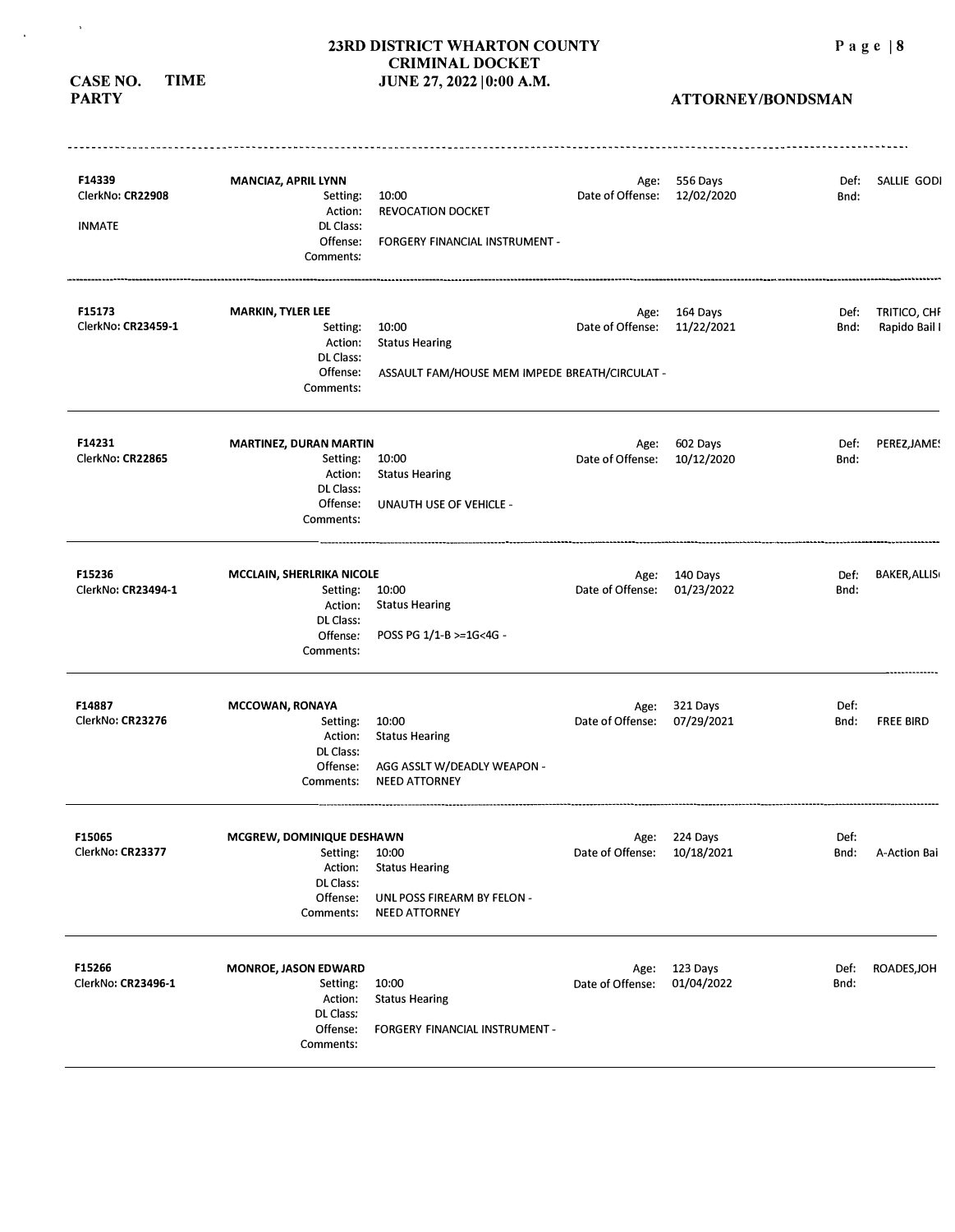# 23RD DISTRICT WHARTON COUNTY CRIMINAL DOCKET JUNE 27, 2022 | 0:00 A.M.

**CASE NO. TIME PARTY** | **ATTORNEY/BONDSMAN**

---

**F14339**
ClerkNo: **CR22908**
INMATE

**MANCIAZ, APRIL LYNN**
Setting: 10:00
Action: REVOCATION DOCKET
DL Class:
Offense: FORGERY FINANCIAL INSTRUMENT -
Comments:

Age: 556 Days
Date of Offense: 12/02/2020

Def: SALLIE GODI
Bnd:

---

**F15173**
ClerkNo: **CR23459-1**

**MARKIN, TYLER LEE**
Setting: 10:00
Action: Status Hearing
DL Class:
Offense: ASSAULT FAM/HOUSE MEM IMPEDE BREATH/CIRCULAT -
Comments:

Age: 164 Days
Date of Offense: 11/22/2021

Def: TRITICO, CHF
Bnd: Rapido Bail I

---

**F14231**
ClerkNo: **CR22865**

**MARTINEZ, DURAN MARTIN**
Setting: 10:00
Action: Status Hearing
DL Class:
Offense: UNAUTH USE OF VEHICLE -
Comments:

Age: 602 Days
Date of Offense: 10/12/2020

Def: PEREZ,JAMES
Bnd:

---

**F15236**
ClerkNo: **CR23494-1**

**MCCLAIN, SHERLRIKA NICOLE**
Setting: 10:00
Action: Status Hearing
DL Class:
Offense: POSS PG 1/1-B >=1G<4G -
Comments:

Age: 140 Days
Date of Offense: 01/23/2022

Def: BAKER,ALLIS
Bnd:

---

**F14887**
ClerkNo: **CR23276**

**MCCOWAN, RONAYA**
Setting: 10:00
Action: Status Hearing
DL Class:
Offense: AGG ASSLT W/DEADLY WEAPON -
Comments: NEED ATTORNEY

Age: 321 Days
Date of Offense: 07/29/2021

Def:
Bnd: FREE BIRD

---

**F15065**
ClerkNo: **CR23377**

**MCGREW, DOMINIQUE DESHAWN**
Setting: 10:00
Action: Status Hearing
DL Class:
Offense: UNL POSS FIREARM BY FELON -
Comments: NEED ATTORNEY

Age: 224 Days
Date of Offense: 10/18/2021

Def:
Bnd: A-Action Bai

---

**F15266**
ClerkNo: **CR23496-1**

**MONROE, JASON EDWARD**
Setting: 10:00
Action: Status Hearing
DL Class:
Offense: FORGERY FINANCIAL INSTRUMENT -
Comments:

Age: 123 Days
Date of Offense: 01/04/2022

Def: ROADES,JOH
Bnd: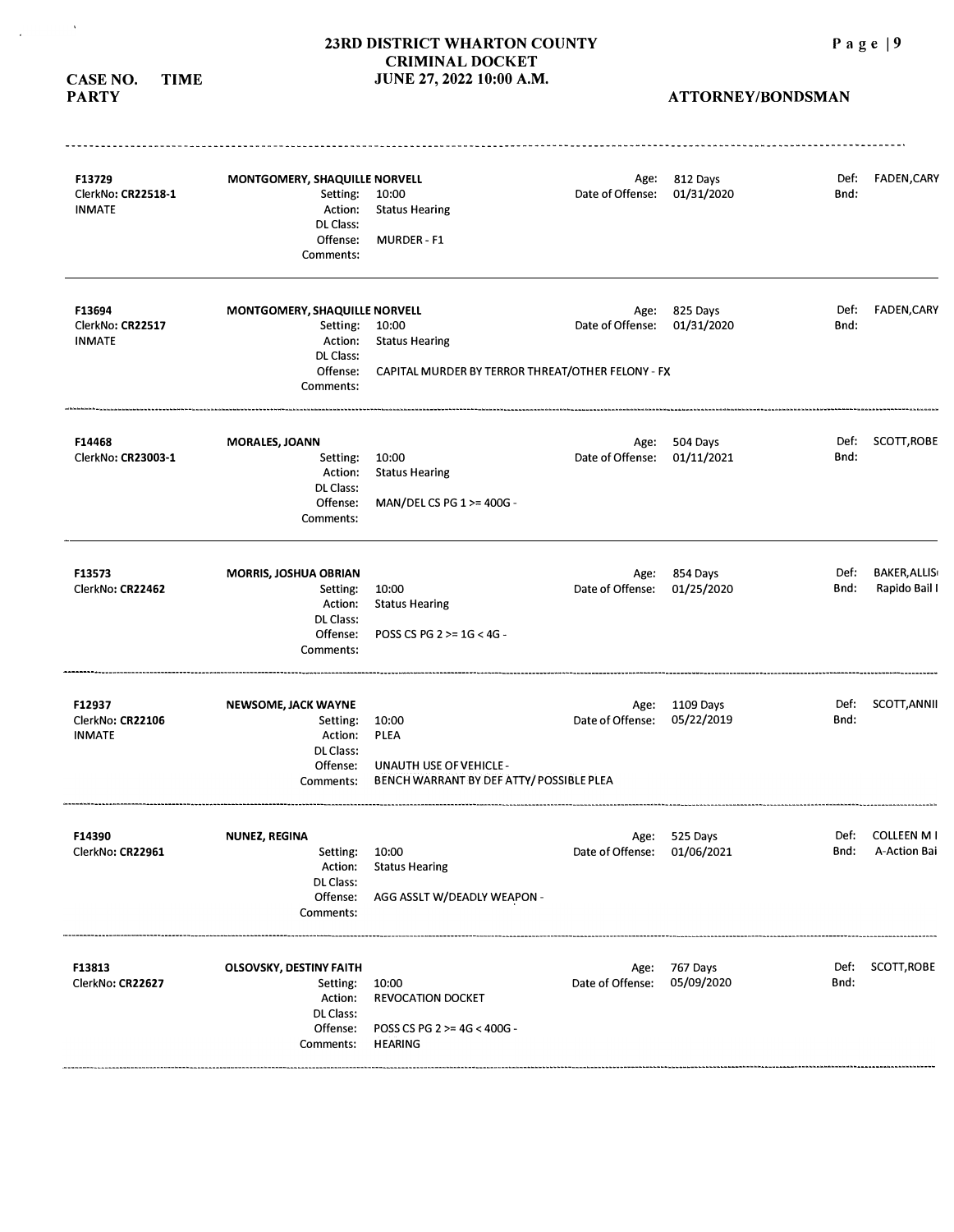# 23RD DISTRICT WHARTON COUNTY CRIMINAL DOCKET JUNE 27, 2022 10:00 A.M.

**CASE NO. TIME PARTY** | **ATTORNEY/BONDSMAN**

---

**F13729**
ClerkNo: **CR22518-1**
INMATE

**MONTGOMERY, SHAQUILLE NORVELL**
Setting: 10:00
Action: Status Hearing
DL Class:
Offense: MURDER - F1
Comments:

Age: 812 Days
Date of Offense: 01/31/2020

Def: FADEN,CARY
Bnd:

---

**F13694**
ClerkNo: **CR22517**
INMATE

**MONTGOMERY, SHAQUILLE NORVELL**
Setting: 10:00
Action: Status Hearing
DL Class:
Offense: CAPITAL MURDER BY TERROR THREAT/OTHER FELONY - FX
Comments:

Age: 825 Days
Date of Offense: 01/31/2020

Def: FADEN,CARY
Bnd:

---

**F14468**
ClerkNo: **CR23003-1**

**MORALES, JOANN**
Setting: 10:00
Action: Status Hearing
DL Class:
Offense: MAN/DEL CS PG 1 >= 400G -
Comments:

Age: 504 Days
Date of Offense: 01/11/2021

Def: SCOTT,ROBE
Bnd:

---

**F13573**
ClerkNo: **CR22462**

**MORRIS, JOSHUA OBRIAN**
Setting: 10:00
Action: Status Hearing
DL Class:
Offense: POSS CS PG 2 >= 1G < 4G -
Comments:

Age: 854 Days
Date of Offense: 01/25/2020

Def: BAKER,ALLIS
Bnd: Rapido Bail I

---

**F12937**
ClerkNo: **CR22106**
INMATE

**NEWSOME, JACK WAYNE**
Setting: 10:00
Action: PLEA
DL Class:
Offense: UNAUTH USE OF VEHICLE -
Comments: BENCH WARRANT BY DEF ATTY/ POSSIBLE PLEA

Age: 1109 Days
Date of Offense: 05/22/2019

Def: SCOTT,ANNII
Bnd:

---

**F14390**
ClerkNo: **CR22961**

**NUNEZ, REGINA**
Setting: 10:00
Action: Status Hearing
DL Class:
Offense: AGG ASSLT W/DEADLY WEAPON -
Comments:

Age: 525 Days
Date of Offense: 01/06/2021

Def: COLLEEN M I
Bnd: A-Action Bai

---

**F13813**
ClerkNo: **CR22627**

**OLSOVSKY, DESTINY FAITH**
Setting: 10:00
Action: REVOCATION DOCKET
DL Class:
Offense: POSS CS PG 2 >= 4G < 400G -
Comments: HEARING

Age: 767 Days
Date of Offense: 05/09/2020

Def: SCOTT,ROBE
Bnd: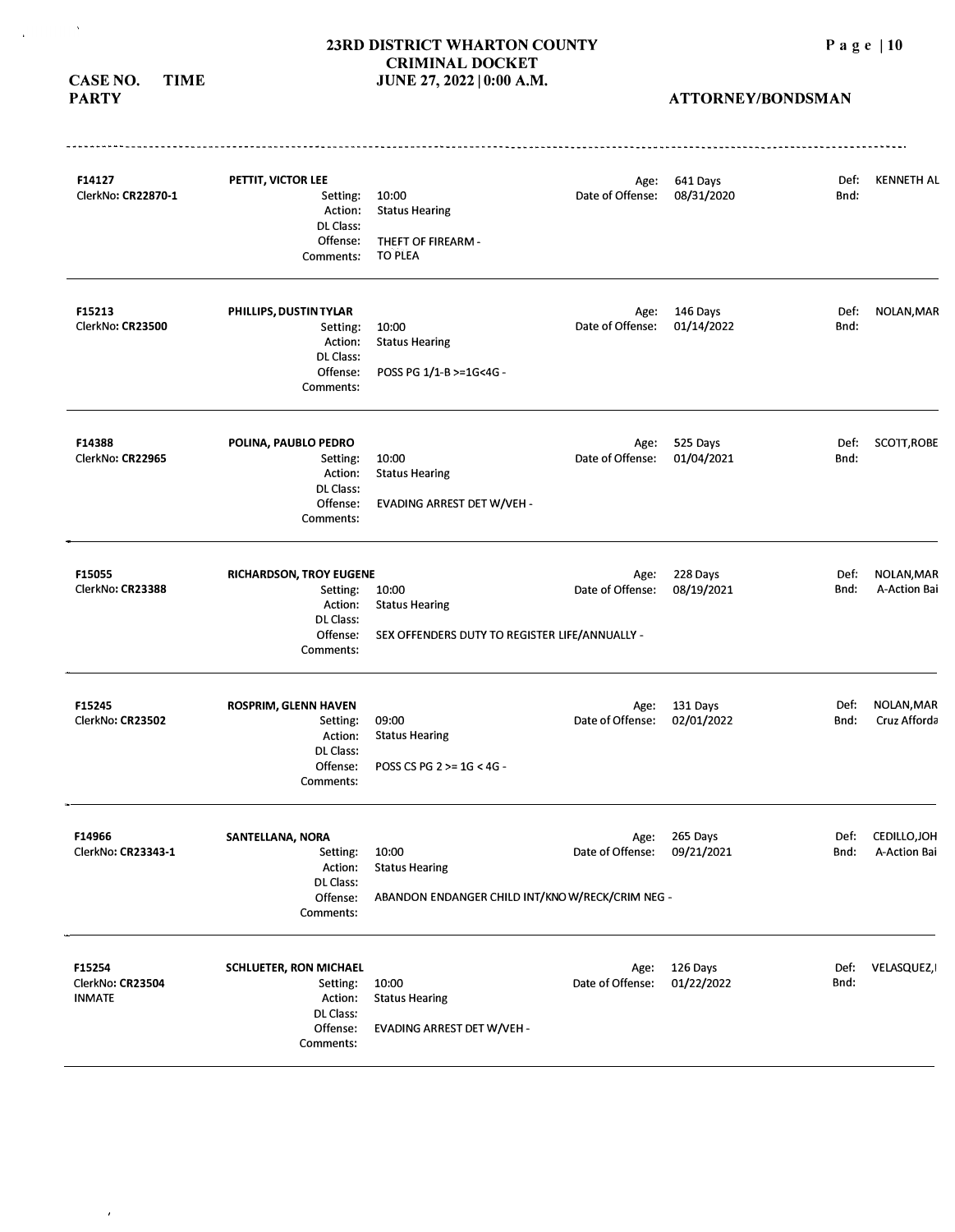# 23RD DISTRICT WHARTON COUNTY
# CRIMINAL DOCKET
# JUNE 27, 2022 | 0:00 A.M.

**CASE NO. TIME**
**PARTY**

**ATTORNEY/BONDSMAN**

---

**F14127**
ClerkNo: **CR22870-1**

**PETTIT, VICTOR LEE**
Setting: 10:00
Action: Status Hearing
DL Class:
Offense: THEFT OF FIREARM -
Comments: TO PLEA

Age: 641 Days
Date of Offense: 08/31/2020

Def: KENNETH AL
Bnd:

---

**F15213**
ClerkNo: **CR23500**

**PHILLIPS, DUSTIN TYLAR**
Setting: 10:00
Action: Status Hearing
DL Class:
Offense: POSS PG 1/1-B >=1G<4G -
Comments:

Age: 146 Days
Date of Offense: 01/14/2022

Def: NOLAN,MAR
Bnd:

---

**F14388**
ClerkNo: **CR22965**

**POLINA, PAUBLO PEDRO**
Setting: 10:00
Action: Status Hearing
DL Class:
Offense: EVADING ARREST DET W/VEH -
Comments:

Age: 525 Days
Date of Offense: 01/04/2021

Def: SCOTT,ROBE
Bnd:

---

**F15055**
ClerkNo: **CR23388**

**RICHARDSON, TROY EUGENE**
Setting: 10:00
Action: Status Hearing
DL Class:
Offense: SEX OFFENDERS DUTY TO REGISTER LIFE/ANNUALLY -
Comments:

Age: 228 Days
Date of Offense: 08/19/2021

Def: NOLAN,MAR
Bnd: A-Action Bai

---

**F15245**
ClerkNo: **CR23502**

**ROSPRIM, GLENN HAVEN**
Setting: 09:00
Action: Status Hearing
DL Class:
Offense: POSS CS PG 2 >= 1G < 4G -
Comments:

Age: 131 Days
Date of Offense: 02/01/2022

Def: NOLAN,MAR
Bnd: Cruz Afforda

---

**F14966**
ClerkNo: **CR23343-1**

**SANTELLANA, NORA**
Setting: 10:00
Action: Status Hearing
DL Class:
Offense: ABANDON ENDANGER CHILD INT/KNO W/RECK/CRIM NEG -
Comments:

Age: 265 Days
Date of Offense: 09/21/2021

Def: CEDILLO,JOH
Bnd: A-Action Bai

---

**F15254**
ClerkNo: **CR23504**
INMATE

**SCHLUETER, RON MICHAEL**
Setting: 10:00
Action: Status Hearing
DL Class:
Offense: EVADING ARREST DET W/VEH -
Comments:

Age: 126 Days
Date of Offense: 01/22/2022

Def: VELASQUEZ,I
Bnd: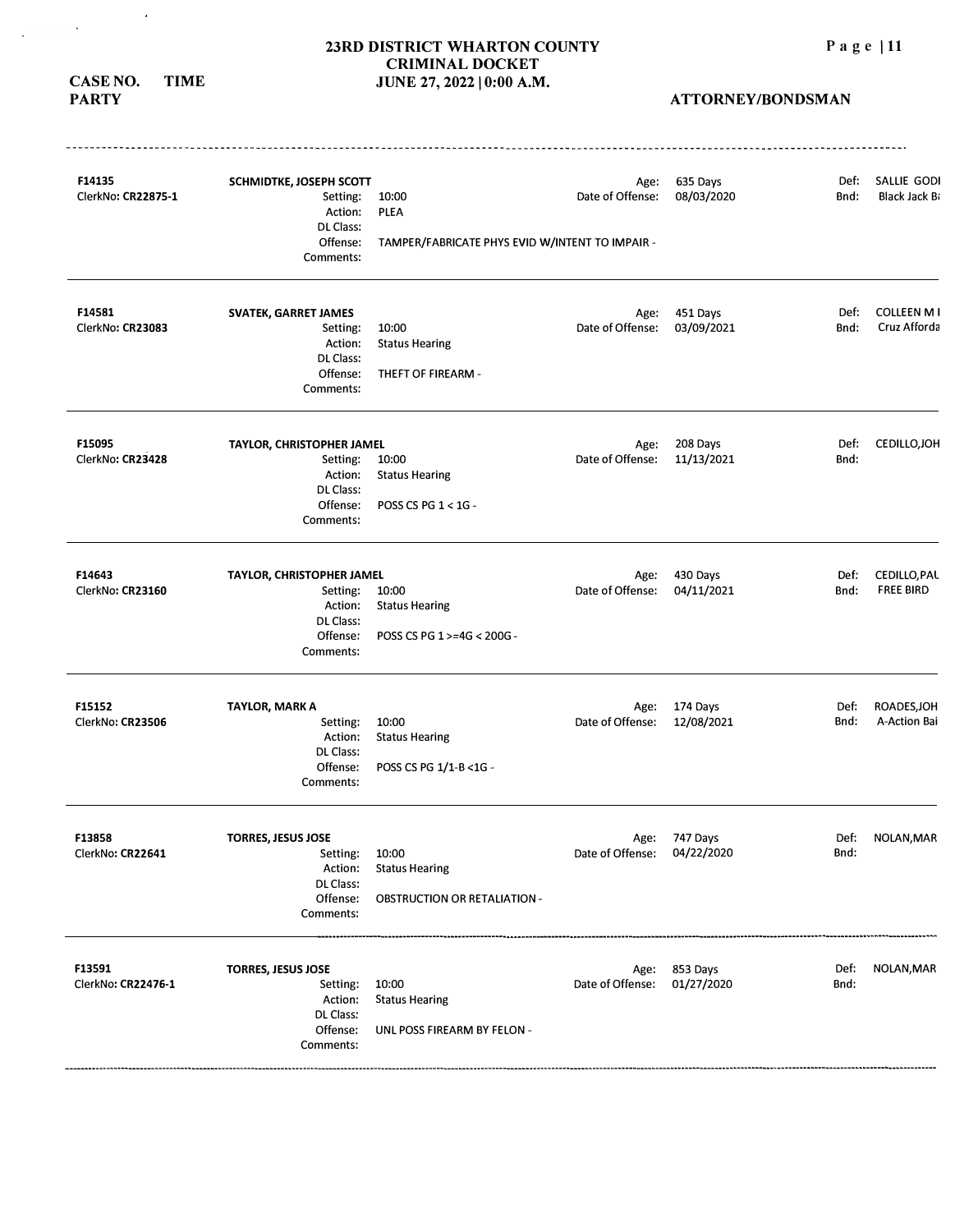# 23RD DISTRICT WHARTON COUNTY CRIMINAL DOCKET
## JUNE 27, 2022 | 0:00 A.M.

**CASE NO. TIME PARTY** — **ATTORNEY/BONDSMAN**

| Case | Party / Details | | Age / Date of Offense | | Attorney/Bondsman | |
|---|---|---|---|---|---|---|
| **F14135** ClerkNo: **CR22875-1** | **SCHMIDTKE, JOSEPH SCOTT** | | Age: | 635 Days | Def: | SALLIE GODI |
| | Setting: | 10:00 | Date of Offense: | 08/03/2020 | Bnd: | Black Jack Ba |
| | Action: | PLEA | | | | |
| | DL Class: | | | | | |
| | Offense: | TAMPER/FABRICATE PHYS EVID W/INTENT TO IMPAIR - | | | | |
| | Comments: | | | | | |
| **F14581** ClerkNo: **CR23083** | **SVATEK, GARRET JAMES** | | Age: | 451 Days | Def: | COLLEEN M I |
| | Setting: | 10:00 | Date of Offense: | 03/09/2021 | Bnd: | Cruz Afforda |
| | Action: | Status Hearing | | | | |
| | DL Class: | | | | | |
| | Offense: | THEFT OF FIREARM - | | | | |
| | Comments: | | | | | |
| **F15095** ClerkNo: **CR23428** | **TAYLOR, CHRISTOPHER JAMEL** | | Age: | 208 Days | Def: | CEDILLO,JOH |
| | Setting: | 10:00 | Date of Offense: | 11/13/2021 | Bnd: | |
| | Action: | Status Hearing | | | | |
| | DL Class: | | | | | |
| | Offense: | POSS CS PG 1 < 1G - | | | | |
| | Comments: | | | | | |
| **F14643** ClerkNo: **CR23160** | **TAYLOR, CHRISTOPHER JAMEL** | | Age: | 430 Days | Def: | CEDILLO,PAU |
| | Setting: | 10:00 | Date of Offense: | 04/11/2021 | Bnd: | FREE BIRD |
| | Action: | Status Hearing | | | | |
| | DL Class: | | | | | |
| | Offense: | POSS CS PG 1 >=4G < 200G - | | | | |
| | Comments: | | | | | |
| **F15152** ClerkNo: **CR23506** | **TAYLOR, MARK A** | | Age: | 174 Days | Def: | ROADES,JOH |
| | Setting: | 10:00 | Date of Offense: | 12/08/2021 | Bnd: | A-Action Bai |
| | Action: | Status Hearing | | | | |
| | DL Class: | | | | | |
| | Offense: | POSS CS PG 1/1-B <1G - | | | | |
| | Comments: | | | | | |
| **F13858** ClerkNo: **CR22641** | **TORRES, JESUS JOSE** | | Age: | 747 Days | Def: | NOLAN,MAR |
| | Setting: | 10:00 | Date of Offense: | 04/22/2020 | Bnd: | |
| | Action: | Status Hearing | | | | |
| | DL Class: | | | | | |
| | Offense: | OBSTRUCTION OR RETALIATION - | | | | |
| | Comments: | | | | | |
| **F13591** ClerkNo: **CR22476-1** | **TORRES, JESUS JOSE** | | Age: | 853 Days | Def: | NOLAN,MAR |
| | Setting: | 10:00 | Date of Offense: | 01/27/2020 | Bnd: | |
| | Action: | Status Hearing | | | | |
| | DL Class: | | | | | |
| | Offense: | UNL POSS FIREARM BY FELON - | | | | |
| | Comments: | | | | | |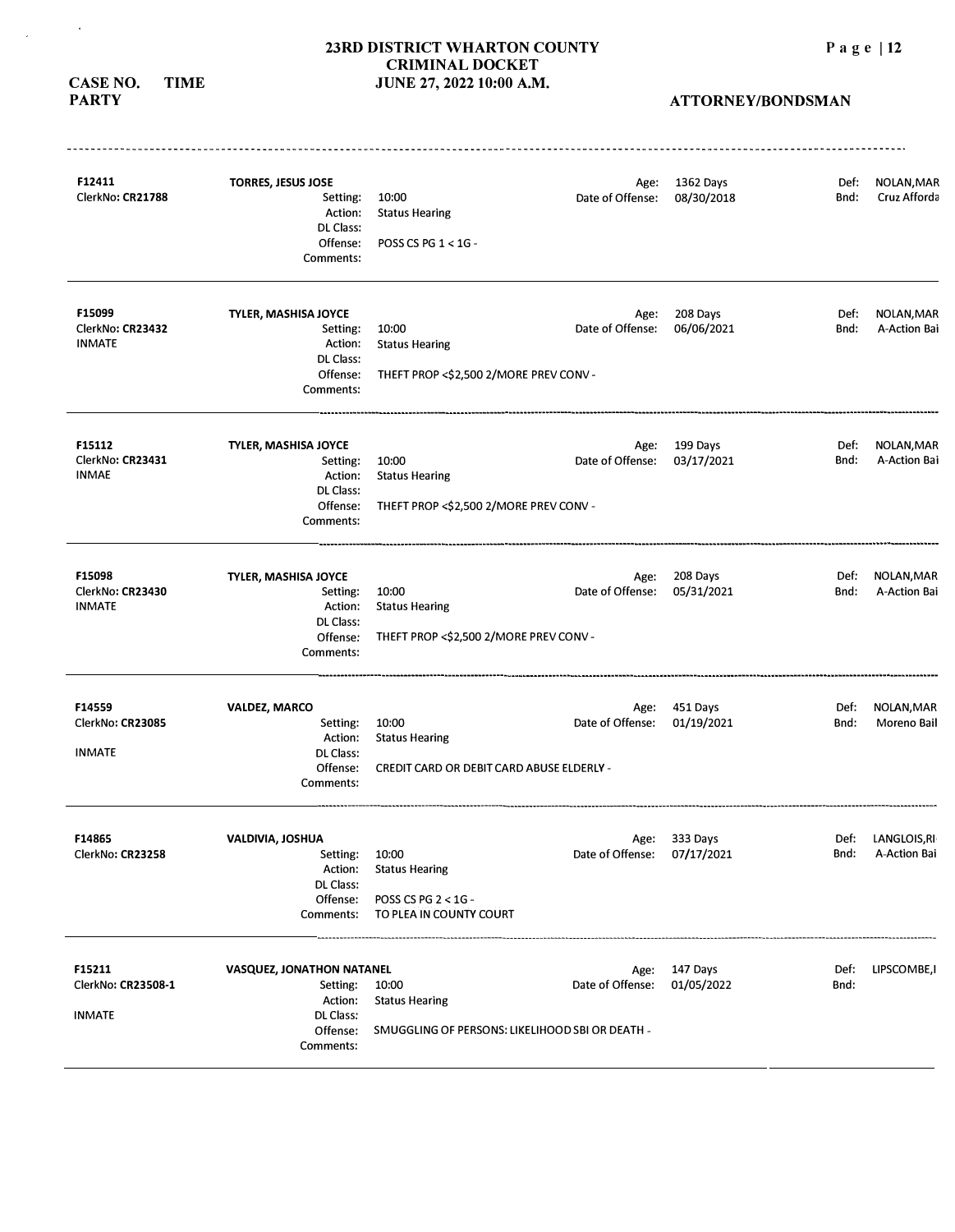# 23RD DISTRICT WHARTON COUNTY
# CRIMINAL DOCKET
# JUNE 27, 2022 10:00 A.M.

**CASE NO. TIME**
**PARTY**

**ATTORNEY/BONDSMAN**

---

**F12411**
ClerkNo: **CR21788**

**TORRES, JESUS JOSE**
Setting: 10:00
Action: Status Hearing
DL Class:
Offense: POSS CS PG 1 < 1G -
Comments:

Age: 1362 Days
Date of Offense: 08/30/2018

Def: NOLAN,MAR
Bnd: Cruz Afforda

---

**F15099**
ClerkNo: **CR23432**
INMATE

**TYLER, MASHISA JOYCE**
Setting: 10:00
Action: Status Hearing
DL Class:
Offense: THEFT PROP <$2,500 2/MORE PREV CONV -
Comments:

Age: 208 Days
Date of Offense: 06/06/2021

Def: NOLAN,MAR
Bnd: A-Action Bai

---

**F15112**
ClerkNo: **CR23431**
INMAE

**TYLER, MASHISA JOYCE**
Setting: 10:00
Action: Status Hearing
DL Class:
Offense: THEFT PROP <$2,500 2/MORE PREV CONV -
Comments:

Age: 199 Days
Date of Offense: 03/17/2021

Def: NOLAN,MAR
Bnd: A-Action Bai

---

**F15098**
ClerkNo: **CR23430**
INMATE

**TYLER, MASHISA JOYCE**
Setting: 10:00
Action: Status Hearing
DL Class:
Offense: THEFT PROP <$2,500 2/MORE PREV CONV -
Comments:

Age: 208 Days
Date of Offense: 05/31/2021

Def: NOLAN,MAR
Bnd: A-Action Bai

---

**F14559**
ClerkNo: **CR23085**
INMATE

**VALDEZ, MARCO**
Setting: 10:00
Action: Status Hearing
DL Class:
Offense: CREDIT CARD OR DEBIT CARD ABUSE ELDERLY -
Comments:

Age: 451 Days
Date of Offense: 01/19/2021

Def: NOLAN,MAR
Bnd: Moreno Bail

---

**F14865**
ClerkNo: **CR23258**

**VALDIVIA, JOSHUA**
Setting: 10:00
Action: Status Hearing
DL Class:
Offense: POSS CS PG 2 < 1G -
Comments: TO PLEA IN COUNTY COURT

Age: 333 Days
Date of Offense: 07/17/2021

Def: LANGLOIS,RI
Bnd: A-Action Bai

---

**F15211**
ClerkNo: **CR23508-1**
INMATE

**VASQUEZ, JONATHON NATANEL**
Setting: 10:00
Action: Status Hearing
DL Class:
Offense: SMUGGLING OF PERSONS: LIKELIHOOD SBI OR DEATH -
Comments:

Age: 147 Days
Date of Offense: 01/05/2022

Def: LIPSCOMBE,I
Bnd: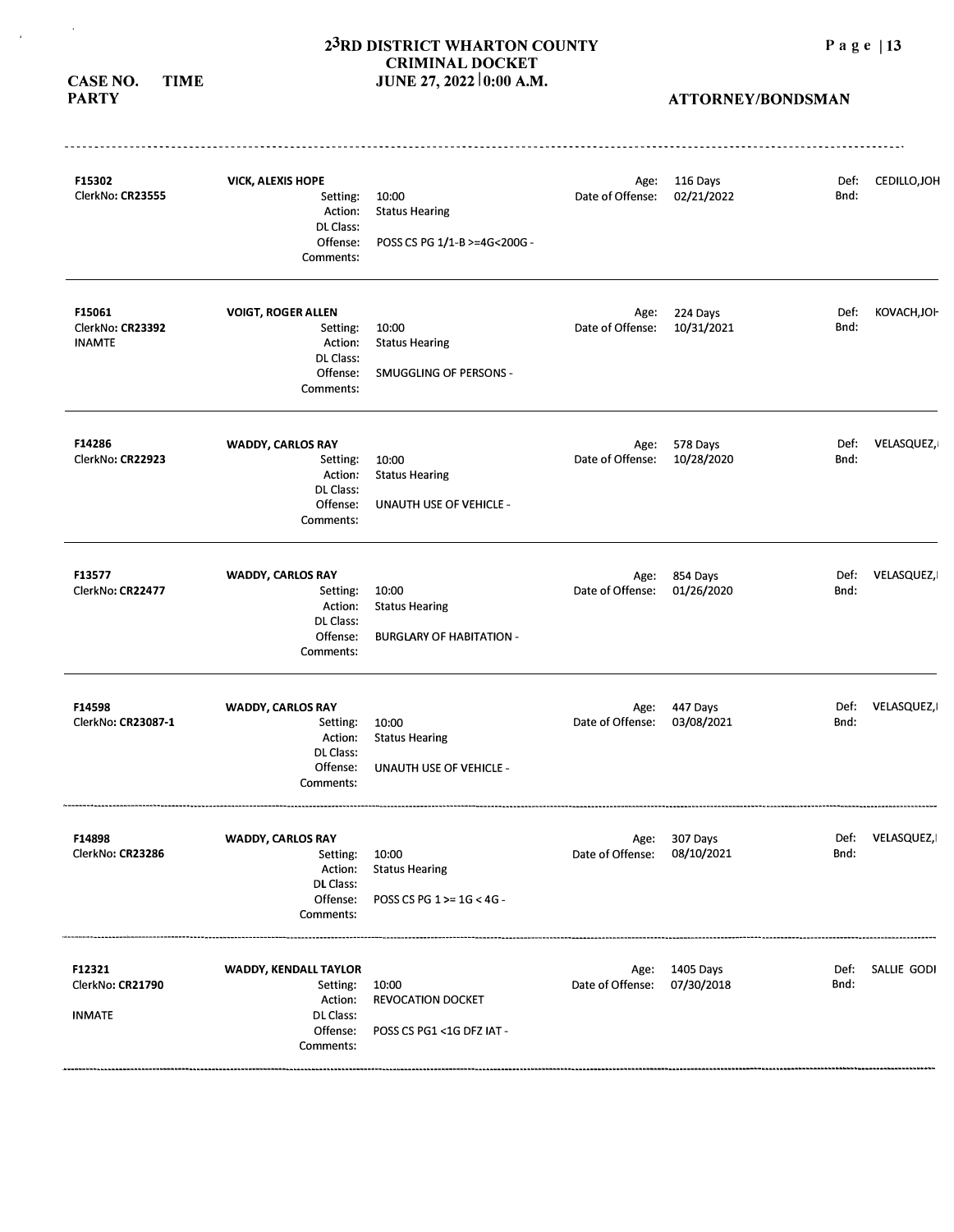**2[3]RD DISTRICT WHARTON COUNTY**
**CRIMINAL DOCKET**
**JUNE 27, 2022 | 0:00 A.M.**

**CASE NO. TIME**
**PARTY**

**ATTORNEY/BONDSMAN**

---

**F15302**
ClerkNo: **CR23555**

**VICK, ALEXIS HOPE**
Setting: 10:00
Action: Status Hearing
DL Class:
Offense: POSS CS PG 1/1-B >=4G<200G -
Comments:

Age: 116 Days
Date of Offense: 02/21/2022

Def: CEDILLO,JOH
Bnd:

---

**F15061**
ClerkNo: **CR23392**
INAMTE

**VOIGT, ROGER ALLEN**
Setting: 10:00
Action: Status Hearing
DL Class:
Offense: SMUGGLING OF PERSONS -
Comments:

Age: 224 Days
Date of Offense: 10/31/2021

Def: KOVACH,JOH
Bnd:

---

**F14286**
ClerkNo: **CR22923**

**WADDY, CARLOS RAY**
Setting: 10:00
Action: Status Hearing
DL Class:
Offense: UNAUTH USE OF VEHICLE -
Comments:

Age: 578 Days
Date of Offense: 10/28/2020

Def: VELASQUEZ,I
Bnd:

---

**F13577**
ClerkNo: **CR22477**

**WADDY, CARLOS RAY**
Setting: 10:00
Action: Status Hearing
DL Class:
Offense: BURGLARY OF HABITATION -
Comments:

Age: 854 Days
Date of Offense: 01/26/2020

Def: VELASQUEZ,I
Bnd:

---

**F14598**
ClerkNo: **CR23087-1**

**WADDY, CARLOS RAY**
Setting: 10:00
Action: Status Hearing
DL Class:
Offense: UNAUTH USE OF VEHICLE -
Comments:

Age: 447 Days
Date of Offense: 03/08/2021

Def: VELASQUEZ,I
Bnd:

---

**F14898**
ClerkNo: **CR23286**

**WADDY, CARLOS RAY**
Setting: 10:00
Action: Status Hearing
DL Class:
Offense: POSS CS PG 1 >= 1G < 4G -
Comments:

Age: 307 Days
Date of Offense: 08/10/2021

Def: VELASQUEZ,I
Bnd:

---

**F12321**
ClerkNo: **CR21790**

INMATE

**WADDY, KENDALL TAYLOR**
Setting: 10:00
Action: REVOCATION DOCKET
DL Class:
Offense: POSS CS PG1 <1G DFZ IAT -
Comments:

Age: 1405 Days
Date of Offense: 07/30/2018

Def: SALLIE GODI
Bnd:

---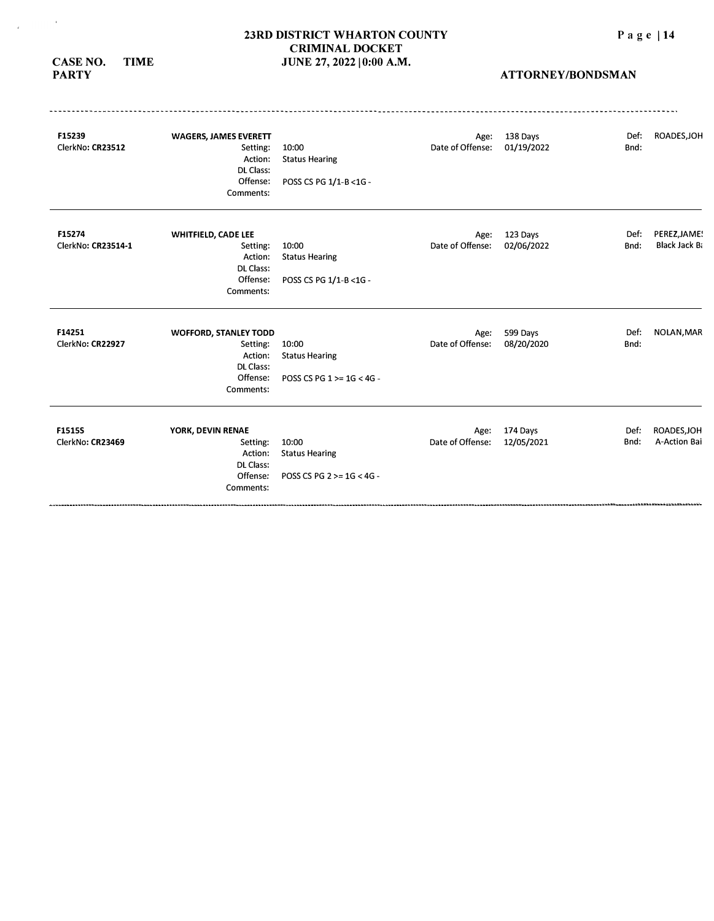# 23RD DISTRICT WHARTON COUNTY
## CRIMINAL DOCKET
## JUNE 27, 2022 | 0:00 A.M.

**CASE NO. TIME**
**PARTY**

**ATTORNEY/BONDSMAN**

| | | | | | | | |
|---|---|---|---|---|---|---|---|
| **F15239** | **WAGERS, JAMES EVERETT** | | | Age: | 138 Days | Def: | ROADES,JOH |
| ClerkNo: **CR23512** | Setting: | 10:00 | | Date of Offense: | 01/19/2022 | Bnd: | |
| | Action: | Status Hearing | | | | | |
| | DL Class: | | | | | | |
| | Offense: | POSS CS PG 1/1-B <1G - | | | | | |
| | Comments: | | | | | | |
| **F15274** | **WHITFIELD, CADE LEE** | | | Age: | 123 Days | Def: | PEREZ,JAME! |
| ClerkNo: **CR23514-1** | Setting: | 10:00 | | Date of Offense: | 02/06/2022 | Bnd: | Black Jack Ba |
| | Action: | Status Hearing | | | | | |
| | DL Class: | | | | | | |
| | Offense: | POSS CS PG 1/1-B <1G - | | | | | |
| | Comments: | | | | | | |
| **F14251** | **WOFFORD, STANLEY TODD** | | | Age: | 599 Days | Def: | NOLAN,MAR |
| ClerkNo: **CR22927** | Setting: | 10:00 | | Date of Offense: | 08/20/2020 | Bnd: | |
| | Action: | Status Hearing | | | | | |
| | DL Class: | | | | | | |
| | Offense: | POSS CS PG 1 >= 1G < 4G - | | | | | |
| | Comments: | | | | | | |
| **F15155** | **YORK, DEVIN RENAE** | | | Age: | 174 Days | Def: | ROADES,JOH |
| ClerkNo: **CR23469** | Setting: | 10:00 | | Date of Offense: | 12/05/2021 | Bnd: | A-Action Bai |
| | Action: | Status Hearing | | | | | |
| | DL Class: | | | | | | |
| | Offense: | POSS CS PG 2 >= 1G < 4G - | | | | | |
| | Comments: | | | | | | |